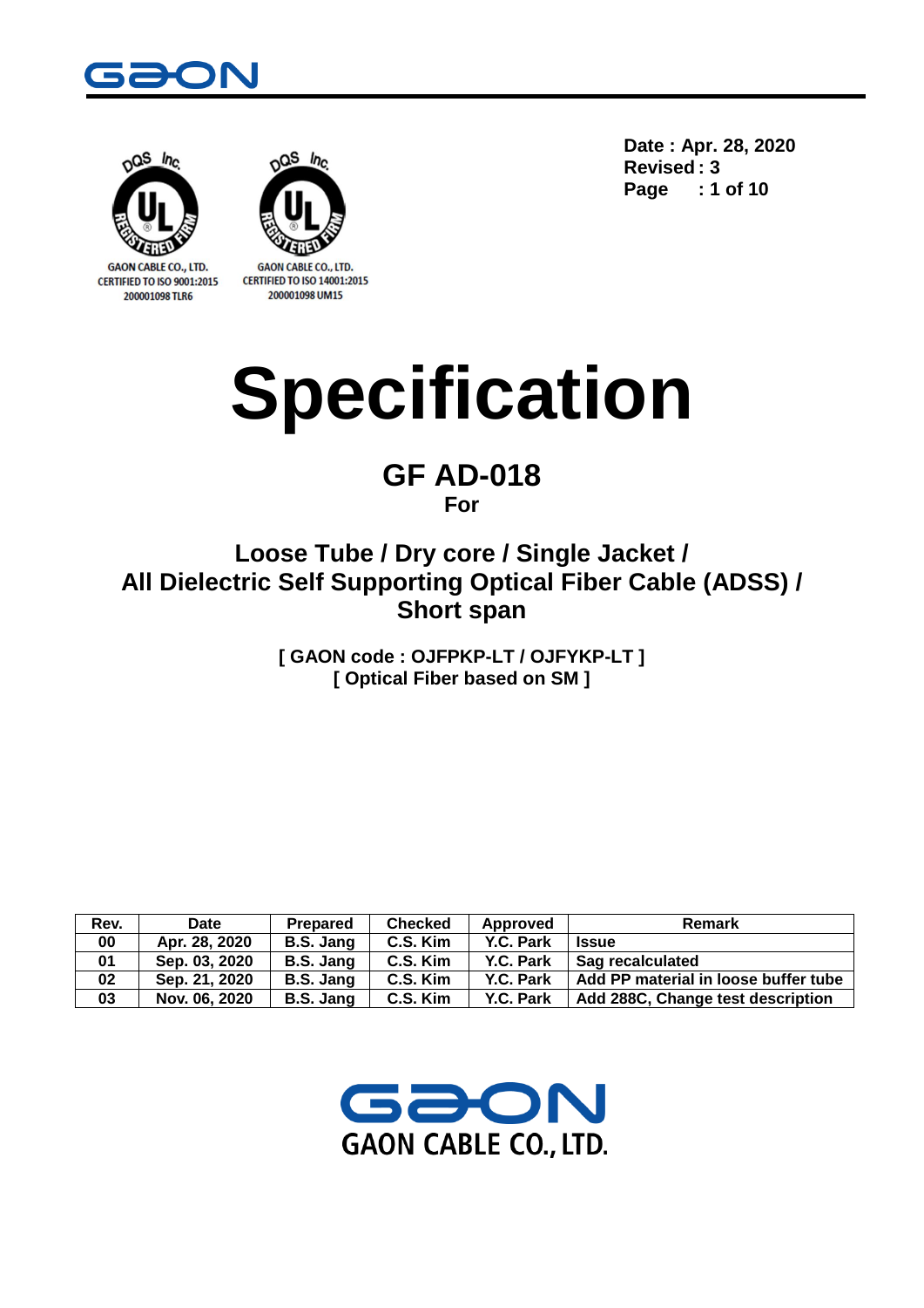GAON CABLE CO., LTD.
CERTIFIED TO ISO 9001:2015
200001098 TLR6

GAON CABLE CO., LTD.
CERTIFIED TO ISO 14001:2015
200001098 UM15

**Date : Apr. 28, 2020**
**Revised : 3**

# Specification

## GF AD-018

**For**

## Loose Tube / Dry core / Single Jacket / All Dielectric Self Supporting Optical Fiber Cable (ADSS) / Short span

**[ GAON code : OJFPKP-LT / OJFYKP-LT ]**
**[ Optical Fiber based on SM ]**

| Rev. | Date | Prepared | Checked | Approved | Remark |
|---|---|---|---|---|---|
| 00 | Apr. 28, 2020 | B.S. Jang | C.S. Kim | Y.C. Park | Issue |
| 01 | Sep. 03, 2020 | B.S. Jang | C.S. Kim | Y.C. Park | Sag recalculated |
| 02 | Sep. 21, 2020 | B.S. Jang | C.S. Kim | Y.C. Park | Add PP material in loose buffer tube |
| 03 | Nov. 06, 2020 | B.S. Jang | C.S. Kim | Y.C. Park | Add 288C, Change test description |

GAON CABLE CO., LTD.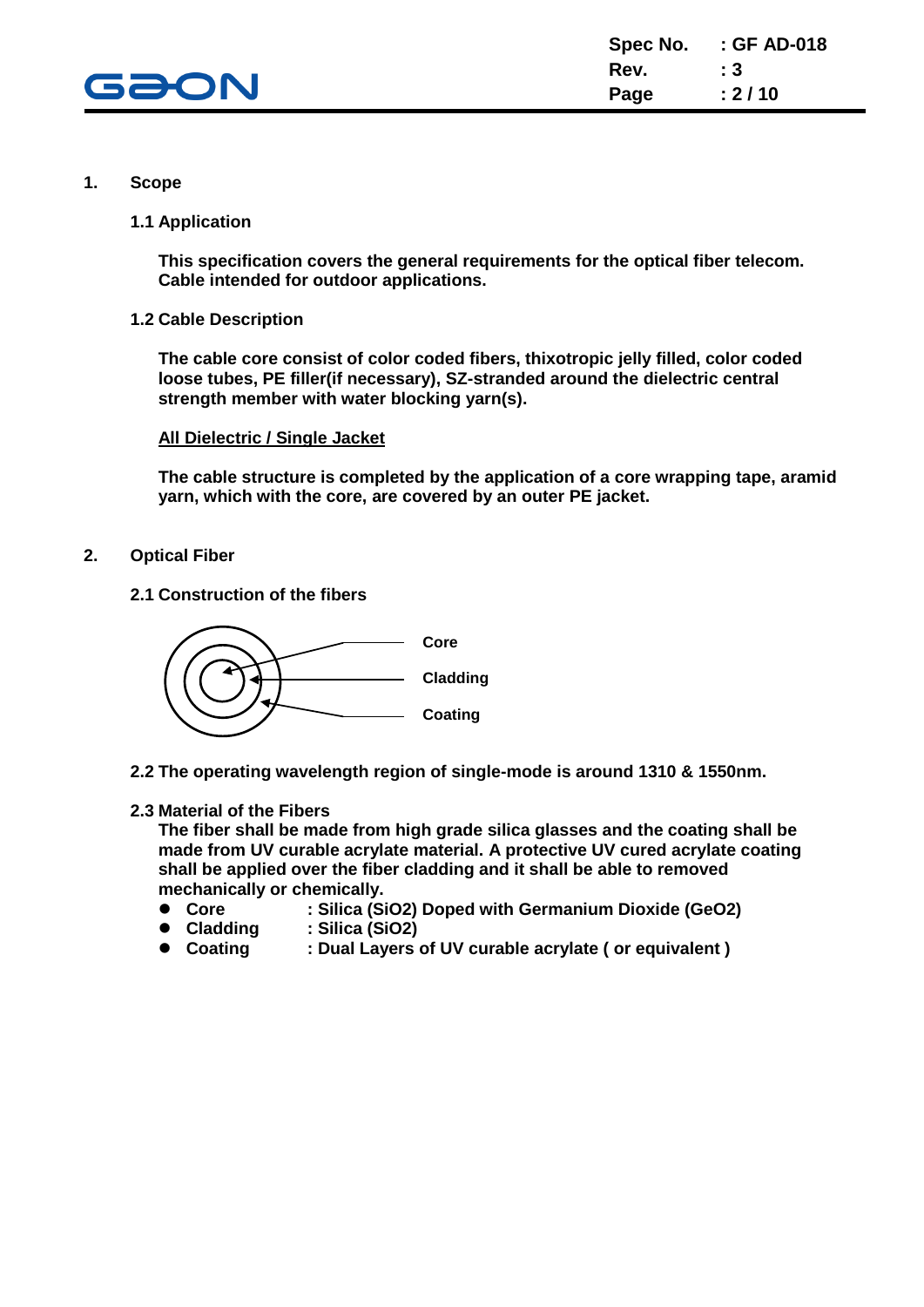## 1. Scope

### 1.1 Application

**This specification covers the general requirements for the optical fiber telecom. Cable intended for outdoor applications.**

### 1.2 Cable Description

**The cable core consist of color coded fibers, thixotropic jelly filled, color coded loose tubes, PE filler(if necessary), SZ-stranded around the dielectric central strength member with water blocking yarn(s).**

**All Dielectric / Single Jacket**

**The cable structure is completed by the application of a core wrapping tape, aramid yarn, which with the core, are covered by an outer PE jacket.**

## 2. Optical Fiber

### 2.1 Construction of the fibers

Core

Cladding

Coating

### 2.2 The operating wavelength region of single-mode is around 1310 & 1550nm.

### 2.3 Material of the Fibers

**The fiber shall be made from high grade silica glasses and the coating shall be made from UV curable acrylate material. A protective UV cured acrylate coating shall be applied over the fiber cladding and it shall be able to removed mechanically or chemically.**

- **Core** : Silica ($SiO_2$) Doped with Germanium Dioxide ($GeO_2$)
- **Cladding** : Silica ($SiO_2$)
- **Coating** : Dual Layers of UV curable acrylate ( or equivalent )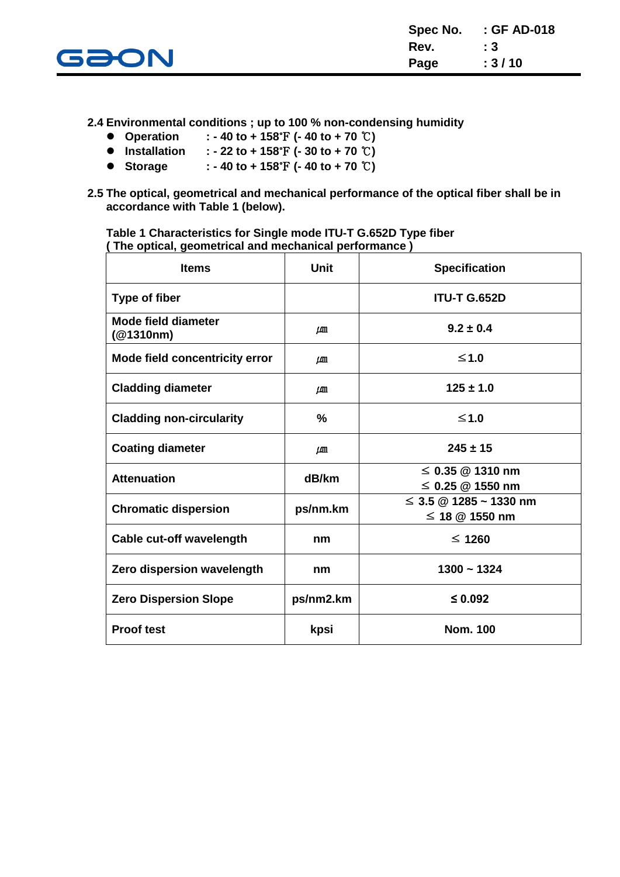**2.4 Environmental conditions ; up to 100 % non-condensing humidity**

- **Operation** : - 40 to + 158℉ (- 40 to + 70 ℃)
- **Installation** : - 22 to + 158℉ (- 30 to + 70 ℃)
- **Storage** : - 40 to + 158℉ (- 40 to + 70 ℃)

**2.5 The optical, geometrical and mechanical performance of the optical fiber shall be in accordance with Table 1 (below).**

**Table 1 Characteristics for Single mode ITU-T G.652D Type fiber**
**( The optical, geometrical and mechanical performance )**

| Items | Unit | Specification |
|---|---|---|
| Type of fiber | | ITU-T G.652D |
| Mode field diameter (@1310nm) | ㎛ | 9.2 ± 0.4 |
| Mode field concentricity error | ㎛ | ≤ 1.0 |
| Cladding diameter | ㎛ | 125 ± 1.0 |
| Cladding non-circularity | % | ≤ 1.0 |
| Coating diameter | ㎛ | 245 ± 15 |
| Attenuation | dB/km | ≤ 0.35 @ 1310 nm<br>≤ 0.25 @ 1550 nm |
| Chromatic dispersion | ps/nm.km | ≤ 3.5 @ 1285 ~ 1330 nm<br>≤ 18 @ 1550 nm |
| Cable cut-off wavelength | nm | ≤ 1260 |
| Zero dispersion wavelength | nm | 1300 ~ 1324 |
| Zero Dispersion Slope | ps/nm2.km | ≤ 0.092 |
| Proof test | kpsi | Nom. 100 |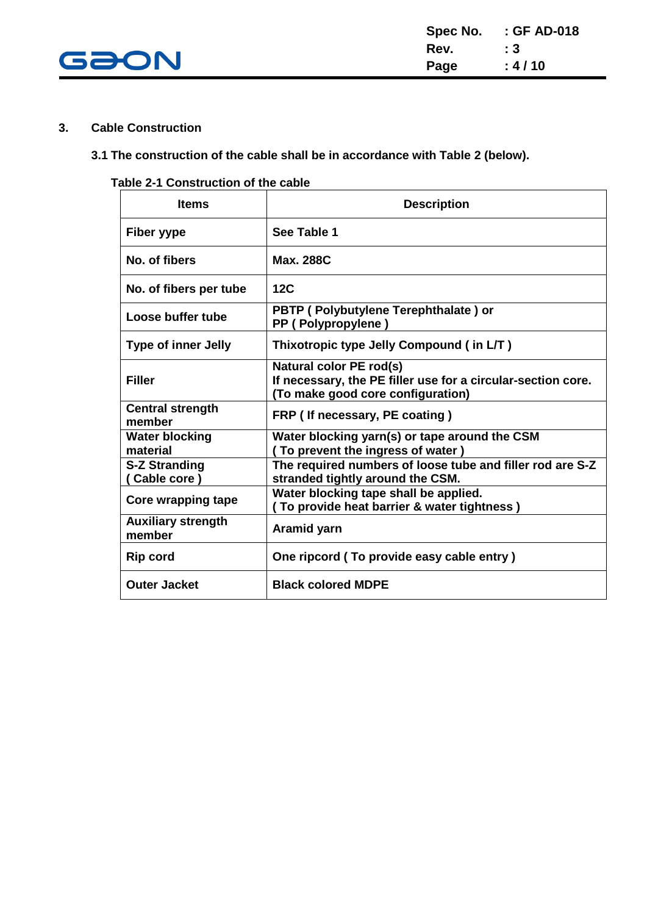## 3. Cable Construction

**3.1 The construction of the cable shall be in accordance with Table 2 (below).**

**Table 2-1 Construction of the cable**

| Items | Description |
|---|---|
| Fiber yype | See Table 1 |
| No. of fibers | Max. 288C |
| No. of fibers per tube | 12C |
| Loose buffer tube | PBTP ( Polybutylene Terephthalate ) or PP ( Polypropylene ) |
| Type of inner Jelly | Thixotropic type Jelly Compound ( in L/T ) |
| Filler | Natural color PE rod(s) If necessary, the PE filler use for a circular-section core. (To make good core configuration) |
| Central strength member | FRP ( If necessary, PE coating ) |
| Water blocking material | Water blocking yarn(s) or tape around the CSM ( To prevent the ingress of water ) |
| S-Z Stranding ( Cable core ) | The required numbers of loose tube and filler rod are S-Z stranded tightly around the CSM. |
| Core wrapping tape | Water blocking tape shall be applied. ( To provide heat barrier & water tightness ) |
| Auxiliary strength member | Aramid yarn |
| Rip cord | One ripcord ( To provide easy cable entry ) |
| Outer Jacket | Black colored MDPE |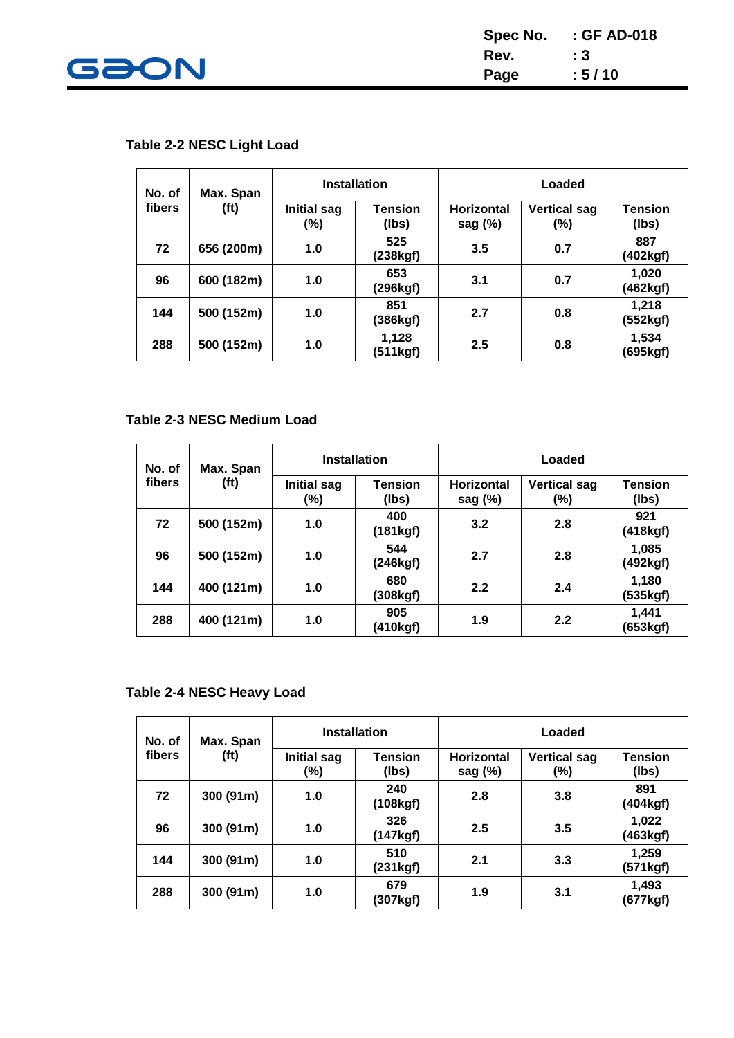### Table 2-2 NESC Light Load

| No. of fibers | Max. Span (ft) | Installation | | Loaded | | |
|---|---|---|---|---|---|---|
| | | Initial sag (%) | Tension (lbs) | Horizontal sag (%) | Vertical sag (%) | Tension (lbs) |
| 72 | 656 (200m) | 1.0 | 525 (238kgf) | 3.5 | 0.7 | 887 (402kgf) |
| 96 | 600 (182m) | 1.0 | 653 (296kgf) | 3.1 | 0.7 | 1,020 (462kgf) |
| 144 | 500 (152m) | 1.0 | 851 (386kgf) | 2.7 | 0.8 | 1,218 (552kgf) |
| 288 | 500 (152m) | 1.0 | 1,128 (511kgf) | 2.5 | 0.8 | 1,534 (695kgf) |

### Table 2-3 NESC Medium Load

| No. of fibers | Max. Span (ft) | Installation | | Loaded | | |
|---|---|---|---|---|---|---|
| | | Initial sag (%) | Tension (lbs) | Horizontal sag (%) | Vertical sag (%) | Tension (lbs) |
| 72 | 500 (152m) | 1.0 | 400 (181kgf) | 3.2 | 2.8 | 921 (418kgf) |
| 96 | 500 (152m) | 1.0 | 544 (246kgf) | 2.7 | 2.8 | 1,085 (492kgf) |
| 144 | 400 (121m) | 1.0 | 680 (308kgf) | 2.2 | 2.4 | 1,180 (535kgf) |
| 288 | 400 (121m) | 1.0 | 905 (410kgf) | 1.9 | 2.2 | 1,441 (653kgf) |

### Table 2-4 NESC Heavy Load

| No. of fibers | Max. Span (ft) | Installation | | Loaded | | |
|---|---|---|---|---|---|---|
| | | Initial sag (%) | Tension (lbs) | Horizontal sag (%) | Vertical sag (%) | Tension (lbs) |
| 72 | 300 (91m) | 1.0 | 240 (108kgf) | 2.8 | 3.8 | 891 (404kgf) |
| 96 | 300 (91m) | 1.0 | 326 (147kgf) | 2.5 | 3.5 | 1,022 (463kgf) |
| 144 | 300 (91m) | 1.0 | 510 (231kgf) | 2.1 | 3.3 | 1,259 (571kgf) |
| 288 | 300 (91m) | 1.0 | 679 (307kgf) | 1.9 | 3.1 | 1,493 (677kgf) |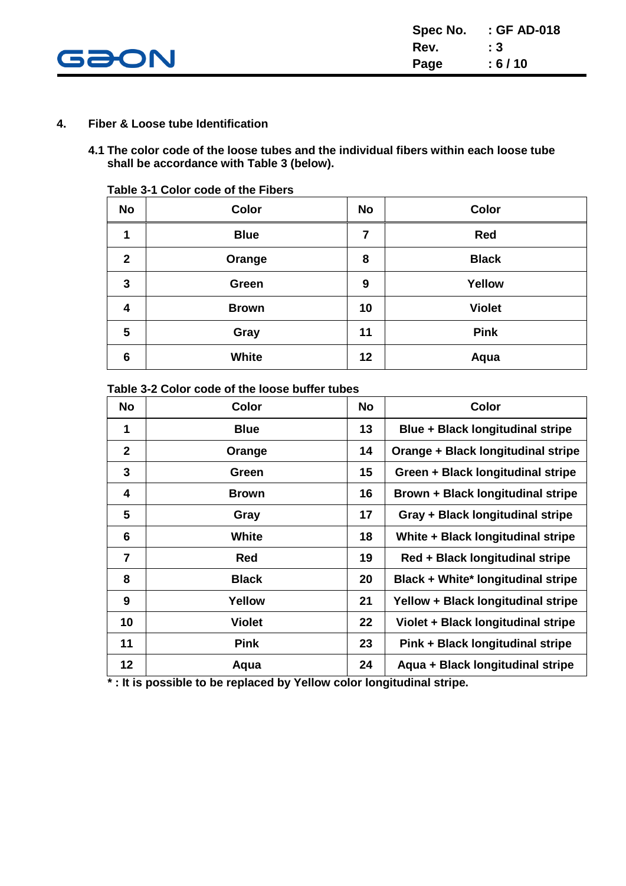## 4. Fiber & Loose tube Identification

**4.1 The color code of the loose tubes and the individual fibers within each loose tube shall be accordance with Table 3 (below).**

**Table 3-1 Color code of the Fibers**

| No | Color | No | Color |
|---|---|---|---|
| 1 | Blue | 7 | Red |
| 2 | Orange | 8 | Black |
| 3 | Green | 9 | Yellow |
| 4 | Brown | 10 | Violet |
| 5 | Gray | 11 | Pink |
| 6 | White | 12 | Aqua |

**Table 3-2 Color code of the loose buffer tubes**

| No | Color | No | Color |
|---|---|---|---|
| 1 | Blue | 13 | Blue + Black longitudinal stripe |
| 2 | Orange | 14 | Orange + Black longitudinal stripe |
| 3 | Green | 15 | Green + Black longitudinal stripe |
| 4 | Brown | 16 | Brown + Black longitudinal stripe |
| 5 | Gray | 17 | Gray + Black longitudinal stripe |
| 6 | White | 18 | White + Black longitudinal stripe |
| 7 | Red | 19 | Red + Black longitudinal stripe |
| 8 | Black | 20 | Black + White* longitudinal stripe |
| 9 | Yellow | 21 | Yellow + Black longitudinal stripe |
| 10 | Violet | 22 | Violet + Black longitudinal stripe |
| 11 | Pink | 23 | Pink + Black longitudinal stripe |
| 12 | Aqua | 24 | Aqua + Black longitudinal stripe |

**\* : It is possible to be replaced by Yellow color longitudinal stripe.**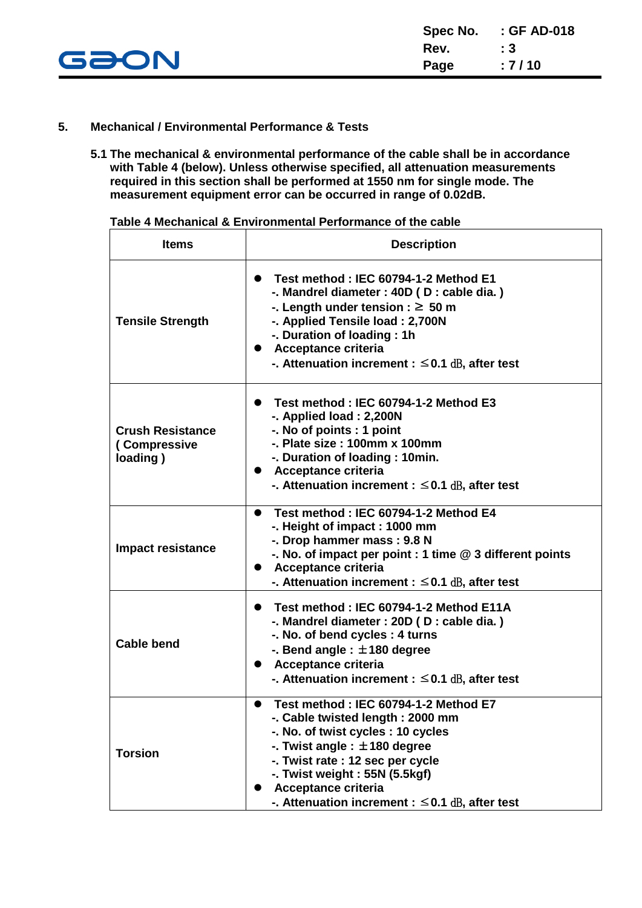## 5. Mechanical / Environmental Performance & Tests

**5.1 The mechanical & environmental performance of the cable shall be in accordance with Table 4 (below). Unless otherwise specified, all attenuation measurements required in this section shall be performed at 1550 nm for single mode. The measurement equipment error can be occurred in range of 0.02dB.**

**Table 4 Mechanical & Environmental Performance of the cable**

| Items | Description |
|---|---|
| Tensile Strength | ● Test method : IEC 60794-1-2 Method E1<br>-. Mandrel diameter : 40D ( D : cable dia. )<br>-. Length under tension : ≥ 50 m<br>-. Applied Tensile load : 2,700N<br>-. Duration of loading : 1h<br>● Acceptance criteria<br>-. Attenuation increment : ≤0.1 dB, after test |
| Crush Resistance ( Compressive loading ) | ● Test method : IEC 60794-1-2 Method E3<br>-. Applied load : 2,200N<br>-. No of points : 1 point<br>-. Plate size : 100mm x 100mm<br>-. Duration of loading : 10min.<br>● Acceptance criteria<br>-. Attenuation increment : ≤0.1 dB, after test |
| Impact resistance | ● Test method : IEC 60794-1-2 Method E4<br>-. Height of impact : 1000 mm<br>-. Drop hammer mass : 9.8 N<br>-. No. of impact per point : 1 time @ 3 different points<br>● Acceptance criteria<br>-. Attenuation increment : ≤0.1 dB, after test |
| Cable bend | ● Test method : IEC 60794-1-2 Method E11A<br>-. Mandrel diameter : 20D ( D : cable dia. )<br>-. No. of bend cycles : 4 turns<br>-. Bend angle : ±180 degree<br>● Acceptance criteria<br>-. Attenuation increment : ≤0.1 dB, after test |
| Torsion | ● Test method : IEC 60794-1-2 Method E7<br>-. Cable twisted length : 2000 mm<br>-. No. of twist cycles : 10 cycles<br>-. Twist angle : ±180 degree<br>-. Twist rate : 12 sec per cycle<br>-. Twist weight : 55N (5.5kgf)<br>● Acceptance criteria<br>-. Attenuation increment : ≤0.1 dB, after test |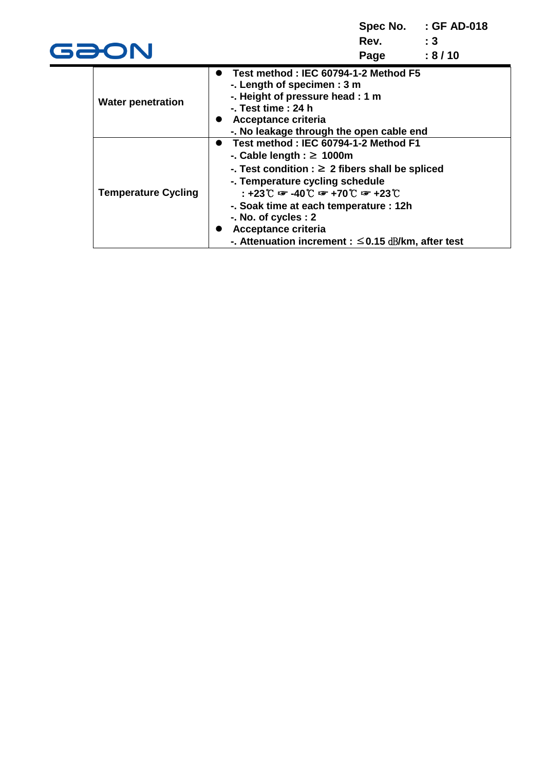| | |
|---|---|
| Water penetration | ● Test method : IEC 60794-1-2 Method F5<br>-. Length of specimen : 3 m<br>-. Height of pressure head : 1 m<br>-. Test time : 24 h<br>● Acceptance criteria<br>-. No leakage through the open cable end |
| Temperature Cycling | ● Test method : IEC 60794-1-2 Method F1<br>-. Cable length : ≥ 1000m<br>-. Test condition : ≥ 2 fibers shall be spliced<br>-. Temperature cycling schedule<br>: +23℃ ☞ -40℃ ☞ +70℃ ☞ +23℃<br>-. Soak time at each temperature : 12h<br>-. No. of cycles : 2<br>● Acceptance criteria<br>-. Attenuation increment : ≤0.15 ㏈/km, after test |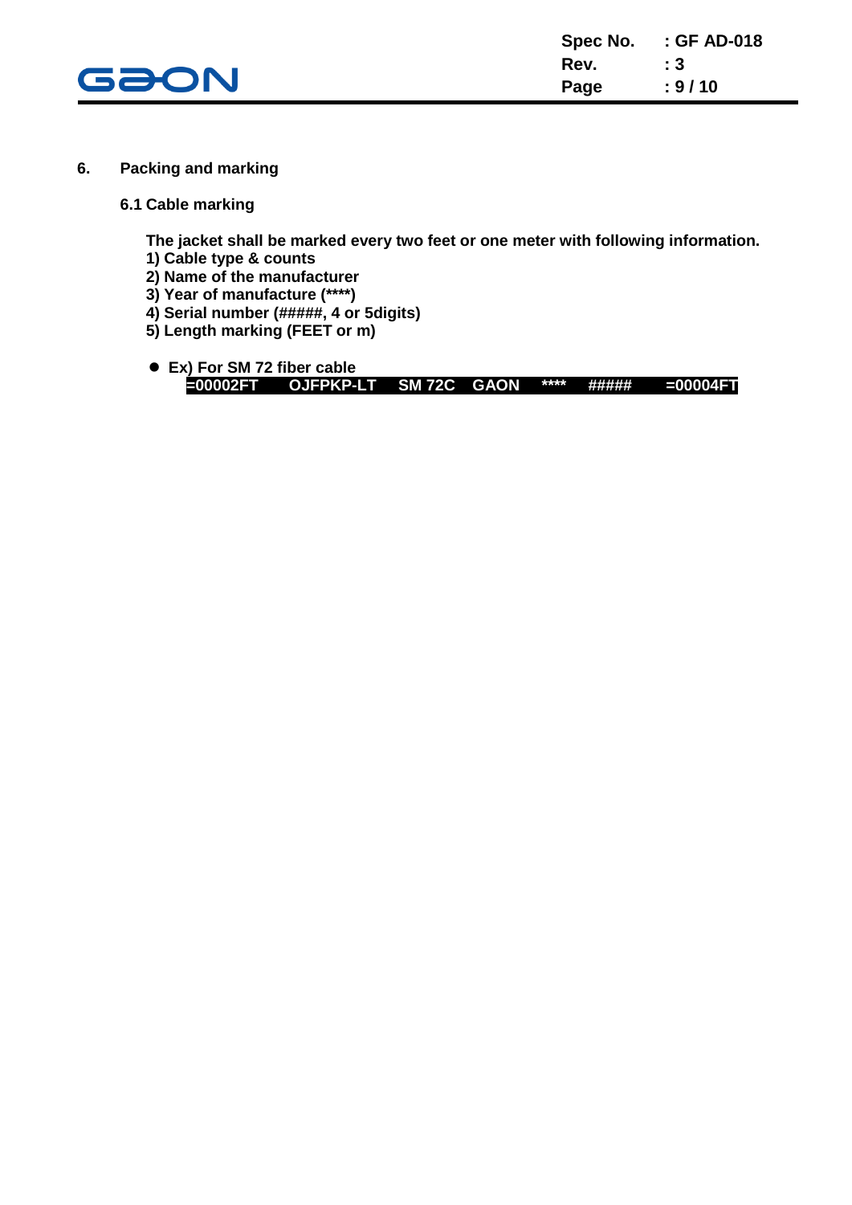## 6. Packing and marking

### 6.1 Cable marking

**The jacket shall be marked every two feet or one meter with following information.**

**1) Cable type & counts**
**2) Name of the manufacturer**
**3) Year of manufacture (****)**
**4) Serial number (#####, 4 or 5digits)**
**5) Length marking (FEET or m)**

- **Ex) For SM 72 fiber cable**

```
=00002FT    OJFPKP-LT    SM 72C    GAON    ****    #####    =00004FT
```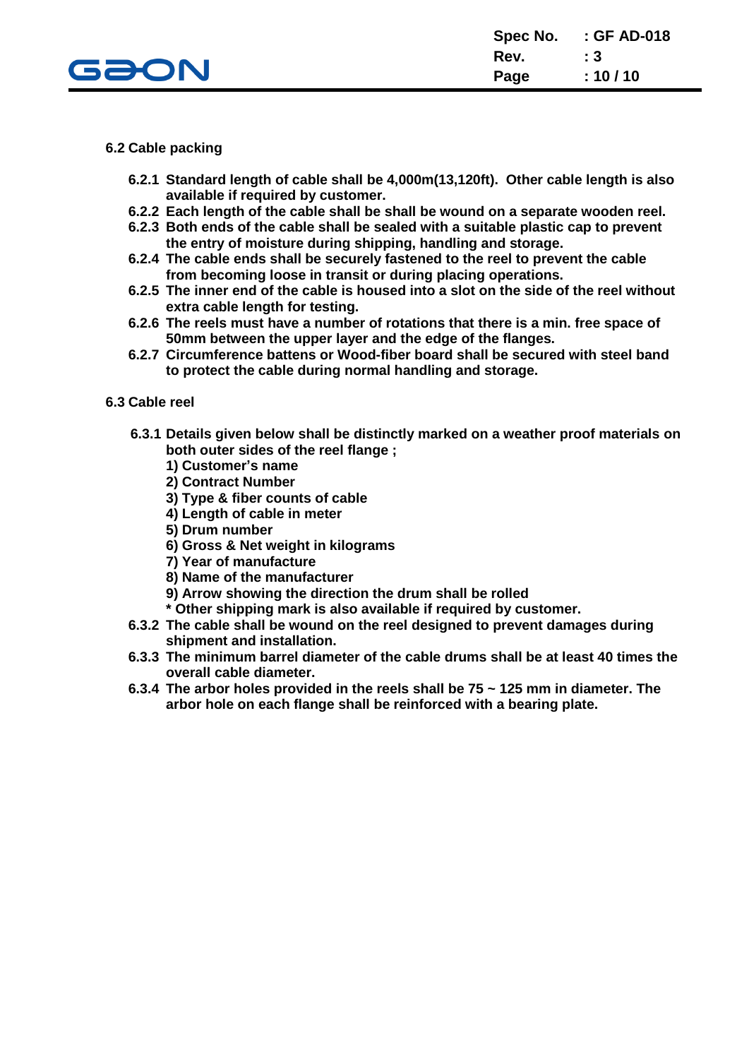## 6.2 Cable packing

**6.2.1** Standard length of cable shall be 4,000m(13,120ft). Other cable length is also available if required by customer.

**6.2.2** Each length of the cable shall be shall be wound on a separate wooden reel.

**6.2.3** Both ends of the cable shall be sealed with a suitable plastic cap to prevent the entry of moisture during shipping, handling and storage.

**6.2.4** The cable ends shall be securely fastened to the reel to prevent the cable from becoming loose in transit or during placing operations.

**6.2.5** The inner end of the cable is housed into a slot on the side of the reel without extra cable length for testing.

**6.2.6** The reels must have a number of rotations that there is a min. free space of 50mm between the upper layer and the edge of the flanges.

**6.2.7** Circumference battens or Wood-fiber board shall be secured with steel band to protect the cable during normal handling and storage.

## 6.3 Cable reel

**6.3.1** Details given below shall be distinctly marked on a weather proof materials on both outer sides of the reel flange ;

1) Customer's name
2) Contract Number
3) Type & fiber counts of cable
4) Length of cable in meter
5) Drum number
6) Gross & Net weight in kilograms
7) Year of manufacture
8) Name of the manufacturer
9) Arrow showing the direction the drum shall be rolled

\* Other shipping mark is also available if required by customer.

**6.3.2** The cable shall be wound on the reel designed to prevent damages during shipment and installation.

**6.3.3** The minimum barrel diameter of the cable drums shall be at least 40 times the overall cable diameter.

**6.3.4** The arbor holes provided in the reels shall be 75 ~ 125 mm in diameter. The arbor hole on each flange shall be reinforced with a bearing plate.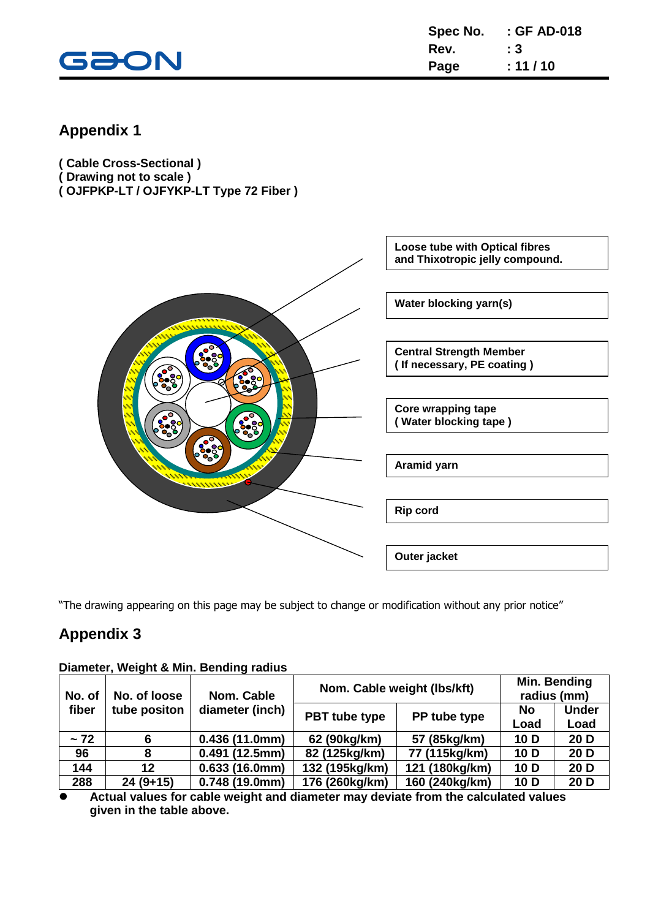## Appendix 1

**( Cable Cross-Sectional )**
**( Drawing not to scale )**
**( OJFPKP-LT / OJFYKP-LT Type 72 Fiber )**

Loose tube with Optical fibres and Thixotropic jelly compound.

Water blocking yarn(s)

Central Strength Member ( If necessary, PE coating )

Core wrapping tape ( Water blocking tape )

Aramid yarn

Rip cord

Outer jacket

"The drawing appearing on this page may be subject to change or modification without any prior notice"

## Appendix 3

**Diameter, Weight & Min. Bending radius**

| No. of fiber | No. of loose tube positon | Nom. Cable diameter (inch) | Nom. Cable weight (lbs/kft) | | Min. Bending radius (mm) | |
|---|---|---|---|---|---|---|
| | | | PBT tube type | PP tube type | No Load | Under Load |
| ~ 72 | 6 | 0.436 (11.0mm) | 62 (90kg/km) | 57 (85kg/km) | 10 D | 20 D |
| 96 | 8 | 0.491 (12.5mm) | 82 (125kg/km) | 77 (115kg/km) | 10 D | 20 D |
| 144 | 12 | 0.633 (16.0mm) | 132 (195kg/km) | 121 (180kg/km) | 10 D | 20 D |
| 288 | 24 (9+15) | 0.748 (19.0mm) | 176 (260kg/km) | 160 (240kg/km) | 10 D | 20 D |

- **Actual values for cable weight and diameter may deviate from the calculated values given in the table above.**